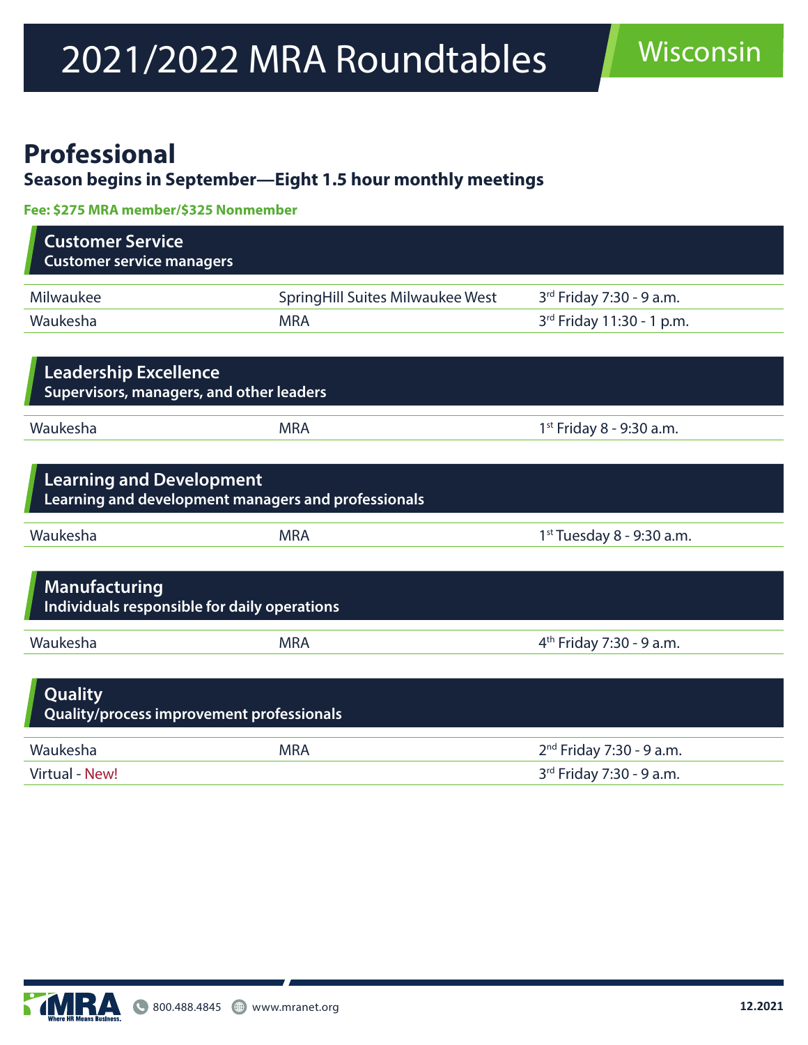# 2021/2022 MRA Roundtables

Wisconsin

## Professional

**Season begins in September—Eight 1.5 hour monthly meetings**

**Fee: $275 MRA member/$325 Nonmember**

### Customer Service
**Customer service managers**

| | | |
|---|---|---|
| Milwaukee | SpringHill Suites Milwaukee West | 3rd Friday 7:30 - 9 a.m. |
| Waukesha | MRA | 3rd Friday 11:30 - 1 p.m. |

### Leadership Excellence
**Supervisors, managers, and other leaders**

| | | |
|---|---|---|
| Waukesha | MRA | 1st Friday 8 - 9:30 a.m. |

### Learning and Development
**Learning and development managers and professionals**

| | | |
|---|---|---|
| Waukesha | MRA | 1st Tuesday 8 - 9:30 a.m. |

### Manufacturing
**Individuals responsible for daily operations**

| | | |
|---|---|---|
| Waukesha | MRA | 4th Friday 7:30 - 9 a.m. |

### Quality
**Quality/process improvement professionals**

| | | |
|---|---|---|
| Waukesha | MRA | 2nd Friday 7:30 - 9 a.m. |
| Virtual - New! | | 3rd Friday 7:30 - 9 a.m. |

800.488.4845 www.mranet.org 12.2021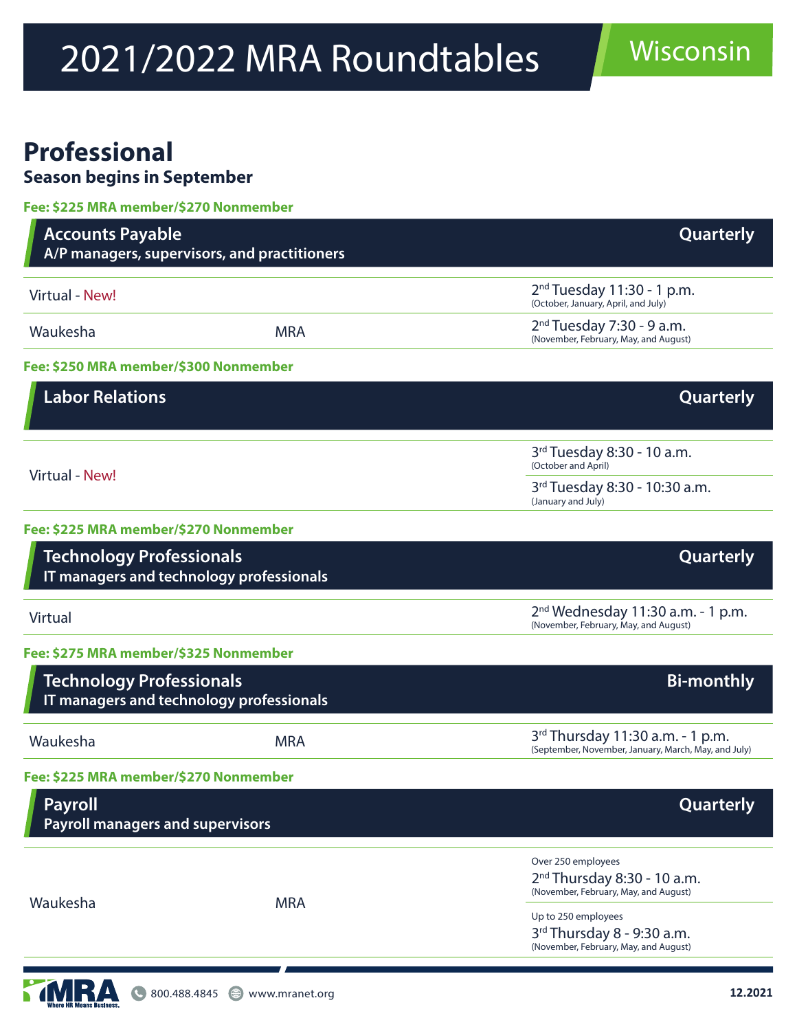# 2021/2022 MRA Roundtables

Wisconsin

## Professional

**Season begins in September**

**Fee: $225 MRA member/$270 Nonmember**

### Accounts Payable — Quarterly

**A/P managers, supervisors, and practitioners**

| Location | Venue | Schedule |
|---|---|---|
| Virtual - New! | | 2nd Tuesday 11:30 - 1 p.m. (October, January, April, and July) |
| Waukesha | MRA | 2nd Tuesday 7:30 - 9 a.m. (November, February, May, and August) |

**Fee: $250 MRA member/$300 Nonmember**

### Labor Relations — Quarterly

| Location | Venue | Schedule |
|---|---|---|
| Virtual - New! | | 3rd Tuesday 8:30 - 10 a.m. (October and April) |
| | | 3rd Tuesday 8:30 - 10:30 a.m. (January and July) |

**Fee: $225 MRA member/$270 Nonmember**

### Technology Professionals — Quarterly

**IT managers and technology professionals**

| Location | Venue | Schedule |
|---|---|---|
| Virtual | | 2nd Wednesday 11:30 a.m. - 1 p.m. (November, February, May, and August) |

**Fee: $275 MRA member/$325 Nonmember**

### Technology Professionals — Bi-monthly

**IT managers and technology professionals**

| Location | Venue | Schedule |
|---|---|---|
| Waukesha | MRA | 3rd Thursday 11:30 a.m. - 1 p.m. (September, November, January, March, May, and July) |

**Fee: $225 MRA member/$270 Nonmember**

### Payroll — Quarterly

**Payroll managers and supervisors**

| Location | Venue | Schedule |
|---|---|---|
| Waukesha | MRA | Over 250 employees: 2nd Thursday 8:30 - 10 a.m. (November, February, May, and August) |
| | | Up to 250 employees: 3rd Thursday 8 - 9:30 a.m. (November, February, May, and August) |

MRA — Where HR Means Business. 800.488.4845 www.mranet.org 12.2021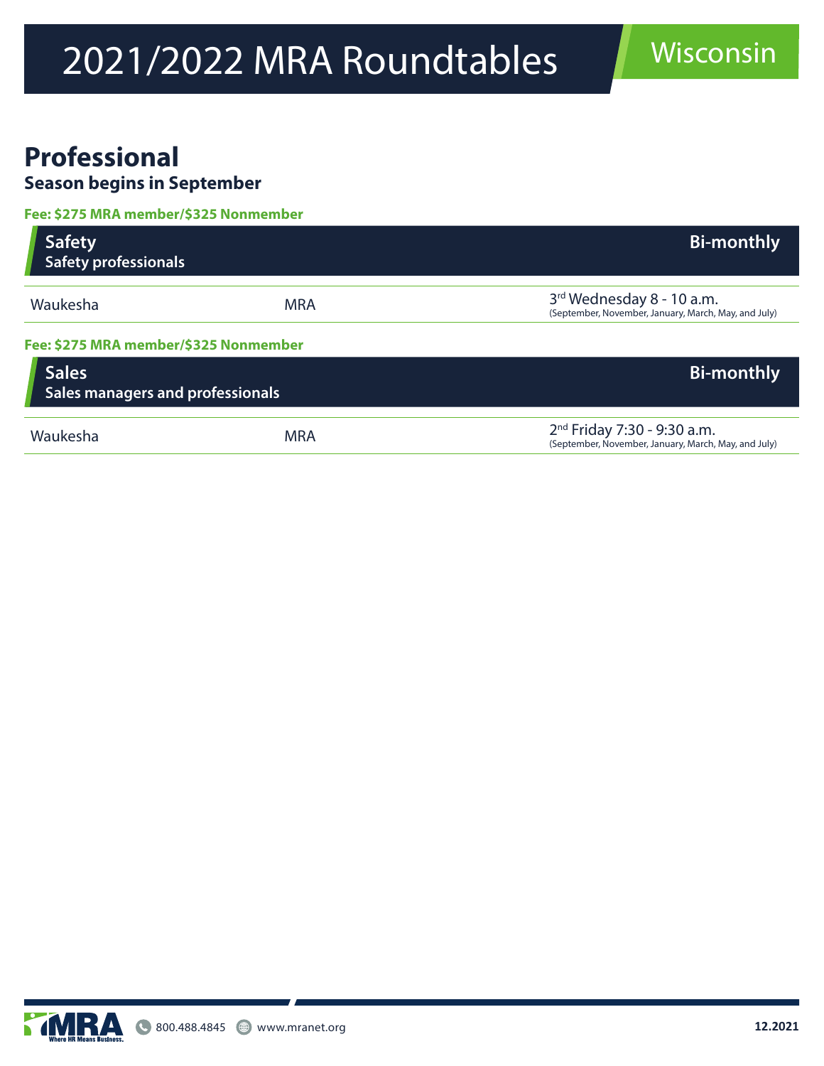# 2021/2022 MRA Roundtables — Wisconsin

## Professional

**Season begins in September**

**Fee: $275 MRA member/$325 Nonmember**

### Safety — Bi-monthly

**Safety professionals**

| | | |
|---|---|---|
| Waukesha | MRA | 3rd Wednesday 8 - 10 a.m. (September, November, January, March, May, and July) |

**Fee: $275 MRA member/$325 Nonmember**

### Sales — Bi-monthly

**Sales managers and professionals**

| | | |
|---|---|---|
| Waukesha | MRA | 2nd Friday 7:30 - 9:30 a.m. (September, November, January, March, May, and July) |

800.488.4845 www.mranet.org 12.2021